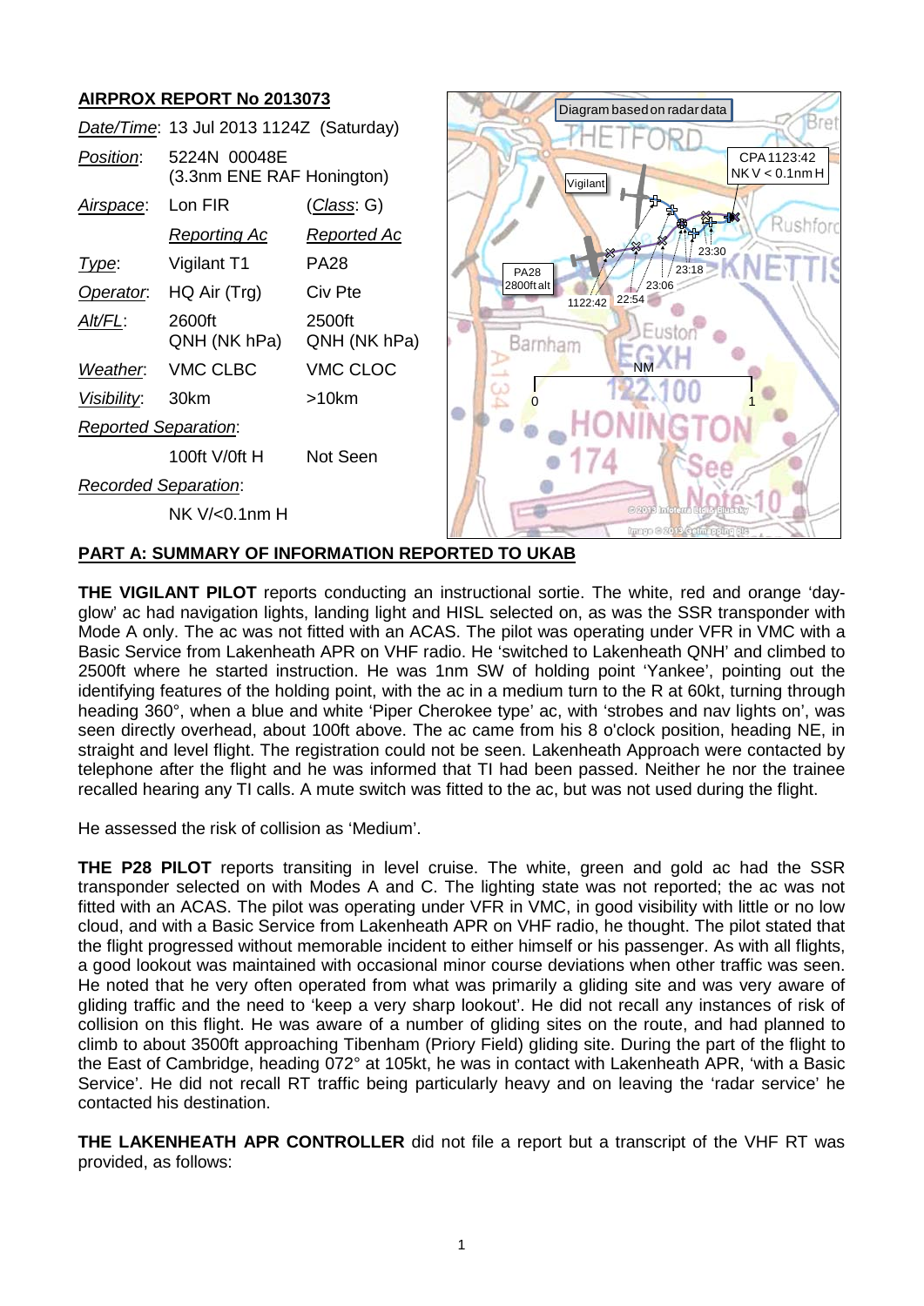## AIRPROX REPORT No 2013073

| | | |
|---|---|---|
| *Date/Time*: | 13 Jul 2013 1124Z (Saturday) | |
| *Position*: | 5224N 00048E (3.3nm ENE RAF Honington) | |
| *Airspace*: | Lon FIR | (*Class*: G) |
| | *Reporting Ac* | *Reported Ac* |
| *Type*: | Vigilant T1 | PA28 |
| *Operator*: | HQ Air (Trg) | Civ Pte |
| *Alt/FL*: | 2600ft QNH (NK hPa) | 2500ft QNH (NK hPa) |
| *Weather*: | VMC CLBC | VMC CLOC |
| *Visibility*: | 30km | >10km |
| *Reported Separation*: | | |
| | 100ft V/0ft H | Not Seen |
| *Recorded Separation*: | | |
| | NK V/<0.1nm H | |

Diagram based on radar data

## PART A: SUMMARY OF INFORMATION REPORTED TO UKAB

**THE VIGILANT PILOT** reports conducting an instructional sortie. The white, red and orange 'day-glow' ac had navigation lights, landing light and HISL selected on, as was the SSR transponder with Mode A only. The ac was not fitted with an ACAS. The pilot was operating under VFR in VMC with a Basic Service from Lakenheath APR on VHF radio. He 'switched to Lakenheath QNH' and climbed to 2500ft where he started instruction. He was 1nm SW of holding point 'Yankee', pointing out the identifying features of the holding point, with the ac in a medium turn to the R at 60kt, turning through heading 360°, when a blue and white 'Piper Cherokee type' ac, with 'strobes and nav lights on', was seen directly overhead, about 100ft above. The ac came from his 8 o'clock position, heading NE, in straight and level flight. The registration could not be seen. Lakenheath Approach were contacted by telephone after the flight and he was informed that TI had been passed. Neither he nor the trainee recalled hearing any TI calls. A mute switch was fitted to the ac, but was not used during the flight.

He assessed the risk of collision as 'Medium'.

**THE P28 PILOT** reports transiting in level cruise. The white, green and gold ac had the SSR transponder selected on with Modes A and C. The lighting state was not reported; the ac was not fitted with an ACAS. The pilot was operating under VFR in VMC, in good visibility with little or no low cloud, and with a Basic Service from Lakenheath APR on VHF radio, he thought. The pilot stated that the flight progressed without memorable incident to either himself or his passenger. As with all flights, a good lookout was maintained with occasional minor course deviations when other traffic was seen. He noted that he very often operated from what was primarily a gliding site and was very aware of gliding traffic and the need to 'keep a very sharp lookout'. He did not recall any instances of risk of collision on this flight. He was aware of a number of gliding sites on the route, and had planned to climb to about 3500ft approaching Tibenham (Priory Field) gliding site. During the part of the flight to the East of Cambridge, heading 072° at 105kt, he was in contact with Lakenheath APR, 'with a Basic Service'. He did not recall RT traffic being particularly heavy and on leaving the 'radar service' he contacted his destination.

**THE LAKENHEATH APR CONTROLLER** did not file a report but a transcript of the VHF RT was provided, as follows: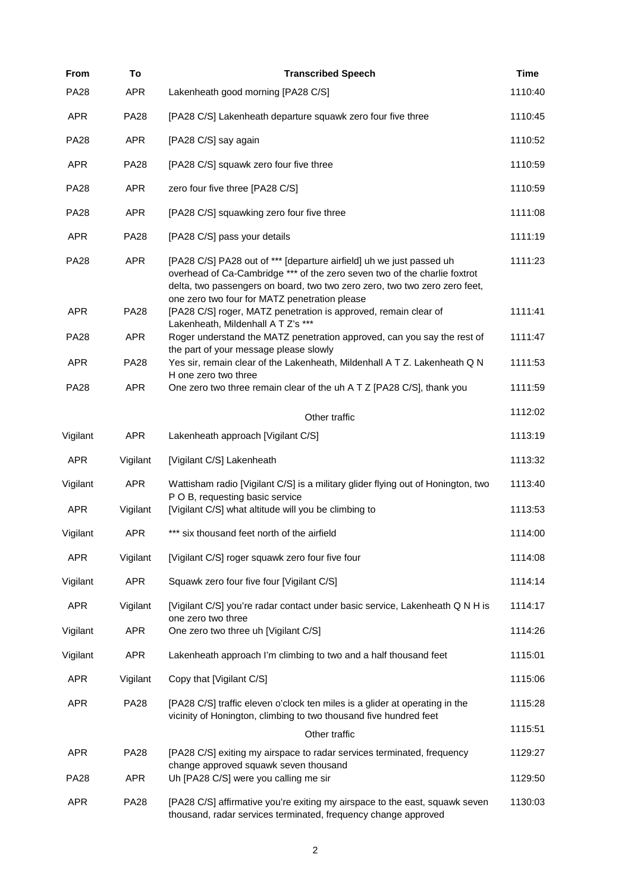| From | To | Transcribed Speech | Time |
|---|---|---|---|
| PA28 | APR | Lakenheath good morning [PA28 C/S] | 1110:40 |
| APR | PA28 | [PA28 C/S] Lakenheath departure squawk zero four five three | 1110:45 |
| PA28 | APR | [PA28 C/S] say again | 1110:52 |
| APR | PA28 | [PA28 C/S] squawk zero four five three | 1110:59 |
| PA28 | APR | zero four five three [PA28 C/S] | 1110:59 |
| PA28 | APR | [PA28 C/S] squawking zero four five three | 1111:08 |
| APR | PA28 | [PA28 C/S] pass your details | 1111:19 |
| PA28 | APR | [PA28 C/S] PA28 out of *** [departure airfield] uh we just passed uh overhead of Ca-Cambridge *** of the zero seven two of the charlie foxtrot delta, two passengers on board, two two zero zero, two two zero zero feet, one zero two four for MATZ penetration please | 1111:23 |
| APR | PA28 | [PA28 C/S] roger, MATZ penetration is approved, remain clear of Lakenheath, Mildenhall A T Z's *** | 1111:41 |
| PA28 | APR | Roger understand the MATZ penetration approved, can you say the rest of the part of your message please slowly | 1111:47 |
| APR | PA28 | Yes sir, remain clear of the Lakenheath, Mildenhall A T Z. Lakenheath Q N H one zero two three | 1111:53 |
| PA28 | APR | One zero two three remain clear of the uh A T Z [PA28 C/S], thank you | 1111:59 |
| | | Other traffic | 1112:02 |
| Vigilant | APR | Lakenheath approach [Vigilant C/S] | 1113:19 |
| APR | Vigilant | [Vigilant C/S] Lakenheath | 1113:32 |
| Vigilant | APR | Wattisham radio [Vigilant C/S] is a military glider flying out of Honington, two P O B, requesting basic service | 1113:40 |
| APR | Vigilant | [Vigilant C/S] what altitude will you be climbing to | 1113:53 |
| Vigilant | APR | *** six thousand feet north of the airfield | 1114:00 |
| APR | Vigilant | [Vigilant C/S] roger squawk zero four five four | 1114:08 |
| Vigilant | APR | Squawk zero four five four [Vigilant C/S] | 1114:14 |
| APR | Vigilant | [Vigilant C/S] you're radar contact under basic service, Lakenheath Q N H is one zero two three | 1114:17 |
| Vigilant | APR | One zero two three uh [Vigilant C/S] | 1114:26 |
| Vigilant | APR | Lakenheath approach I'm climbing to two and a half thousand feet | 1115:01 |
| APR | Vigilant | Copy that [Vigilant C/S] | 1115:06 |
| APR | PA28 | [PA28 C/S] traffic eleven o'clock ten miles is a glider at operating in the vicinity of Honington, climbing to two thousand five hundred feet | 1115:28 |
| | | Other traffic | 1115:51 |
| APR | PA28 | [PA28 C/S] exiting my airspace to radar services terminated, frequency change approved squawk seven thousand | 1129:27 |
| PA28 | APR | Uh [PA28 C/S] were you calling me sir | 1129:50 |
| APR | PA28 | [PA28 C/S] affirmative you're exiting my airspace to the east, squawk seven thousand, radar services terminated, frequency change approved | 1130:03 |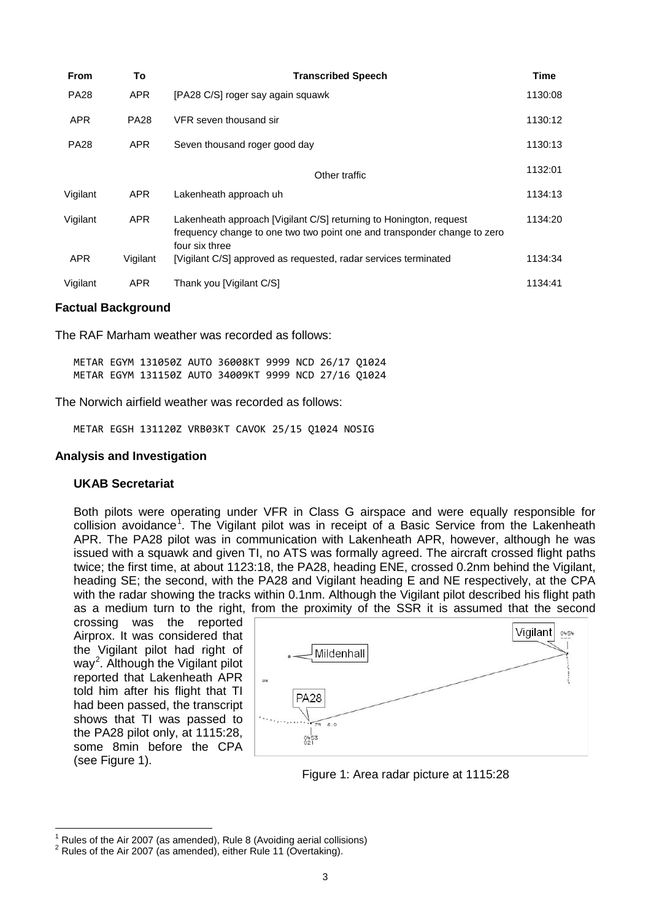| From | To | Transcribed Speech | Time |
|---|---|---|---|
| PA28 | APR | [PA28 C/S] roger say again squawk | 1130:08 |
| APR | PA28 | VFR seven thousand sir | 1130:12 |
| PA28 | APR | Seven thousand roger good day | 1130:13 |
| | | Other traffic | 1132:01 |
| Vigilant | APR | Lakenheath approach uh | 1134:13 |
| Vigilant | APR | Lakenheath approach [Vigilant C/S] returning to Honington, request frequency change to one two two point one and transponder change to zero four six three | 1134:20 |
| APR | Vigilant | [Vigilant C/S] approved as requested, radar services terminated | 1134:34 |
| Vigilant | APR | Thank you [Vigilant C/S] | 1134:41 |

## Factual Background

The RAF Marham weather was recorded as follows:

```
METAR EGYM 131050Z AUTO 36008KT 9999 NCD 26/17 Q1024
METAR EGYM 131150Z AUTO 34009KT 9999 NCD 27/16 Q1024
```

The Norwich airfield weather was recorded as follows:

```
METAR EGSH 131120Z VRB03KT CAVOK 25/15 Q1024 NOSIG
```

## Analysis and Investigation

### UKAB Secretariat

Both pilots were operating under VFR in Class G airspace and were equally responsible for collision avoidance[1]. The Vigilant pilot was in receipt of a Basic Service from the Lakenheath APR. The PA28 pilot was in communication with Lakenheath APR, however, although he was issued with a squawk and given TI, no ATS was formally agreed. The aircraft crossed flight paths twice; the first time, at about 1123:18, the PA28, heading ENE, crossed 0.2nm behind the Vigilant, heading SE; the second, with the PA28 and Vigilant heading E and NE respectively, at the CPA with the radar showing the tracks within 0.1nm. Although the Vigilant pilot described his flight path as a medium turn to the right, from the proximity of the SSR it is assumed that the second crossing was the reported Airprox. It was considered that the Vigilant pilot had right of way[2]. Although the Vigilant pilot reported that Lakenheath APR told him after his flight that TI had been passed, the transcript shows that TI was passed to the PA28 pilot only, at 1115:28, some 8min before the CPA (see Figure 1).

Figure 1: Area radar picture at 1115:28

[1] Rules of the Air 2007 (as amended), Rule 8 (Avoiding aerial collisions)

[2] Rules of the Air 2007 (as amended), either Rule 11 (Overtaking).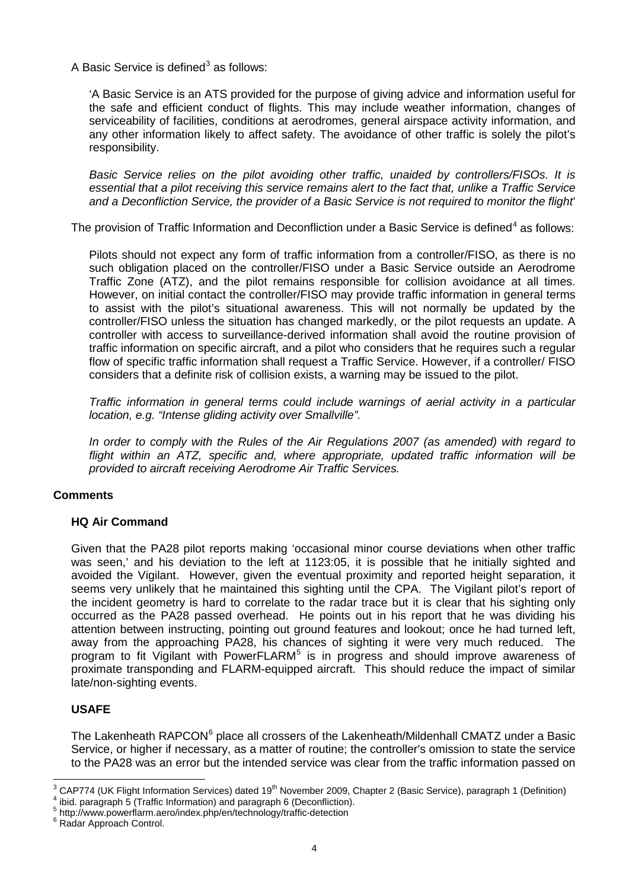A Basic Service is defined[3] as follows:

> 'A Basic Service is an ATS provided for the purpose of giving advice and information useful for the safe and efficient conduct of flights. This may include weather information, changes of serviceability of facilities, conditions at aerodromes, general airspace activity information, and any other information likely to affect safety. The avoidance of other traffic is solely the pilot's responsibility.
>
> *Basic Service relies on the pilot avoiding other traffic, unaided by controllers/FISOs. It is essential that a pilot receiving this service remains alert to the fact that, unlike a Traffic Service and a Deconfliction Service, the provider of a Basic Service is not required to monitor the flight*'

The provision of Traffic Information and Deconfliction under a Basic Service is defined[4] as follows:

> Pilots should not expect any form of traffic information from a controller/FISO, as there is no such obligation placed on the controller/FISO under a Basic Service outside an Aerodrome Traffic Zone (ATZ), and the pilot remains responsible for collision avoidance at all times. However, on initial contact the controller/FISO may provide traffic information in general terms to assist with the pilot's situational awareness. This will not normally be updated by the controller/FISO unless the situation has changed markedly, or the pilot requests an update. A controller with access to surveillance-derived information shall avoid the routine provision of traffic information on specific aircraft, and a pilot who considers that he requires such a regular flow of specific traffic information shall request a Traffic Service. However, if a controller/ FISO considers that a definite risk of collision exists, a warning may be issued to the pilot.
>
> *Traffic information in general terms could include warnings of aerial activity in a particular location, e.g. "Intense gliding activity over Smallville".*
>
> *In order to comply with the Rules of the Air Regulations 2007 (as amended) with regard to flight within an ATZ, specific and, where appropriate, updated traffic information will be provided to aircraft receiving Aerodrome Air Traffic Services.*

## Comments

### HQ Air Command

Given that the PA28 pilot reports making 'occasional minor course deviations when other traffic was seen,' and his deviation to the left at 1123:05, it is possible that he initially sighted and avoided the Vigilant. However, given the eventual proximity and reported height separation, it seems very unlikely that he maintained this sighting until the CPA. The Vigilant pilot's report of the incident geometry is hard to correlate to the radar trace but it is clear that his sighting only occurred as the PA28 passed overhead. He points out in his report that he was dividing his attention between instructing, pointing out ground features and lookout; once he had turned left, away from the approaching PA28, his chances of sighting it were very much reduced. The program to fit Vigilant with PowerFLARM[5] is in progress and should improve awareness of proximate transponding and FLARM-equipped aircraft. This should reduce the impact of similar late/non-sighting events.

### USAFE

The Lakenheath RAPCON[6] place all crossers of the Lakenheath/Mildenhall CMATZ under a Basic Service, or higher if necessary, as a matter of routine; the controller's omission to state the service to the PA28 was an error but the intended service was clear from the traffic information passed on

---

[3] CAP774 (UK Flight Information Services) dated 19th November 2009, Chapter 2 (Basic Service), paragraph 1 (Definition)

[4] ibid. paragraph 5 (Traffic Information) and paragraph 6 (Deconfliction).

[5] http://www.powerflarm.aero/index.php/en/technology/traffic-detection

[6] Radar Approach Control.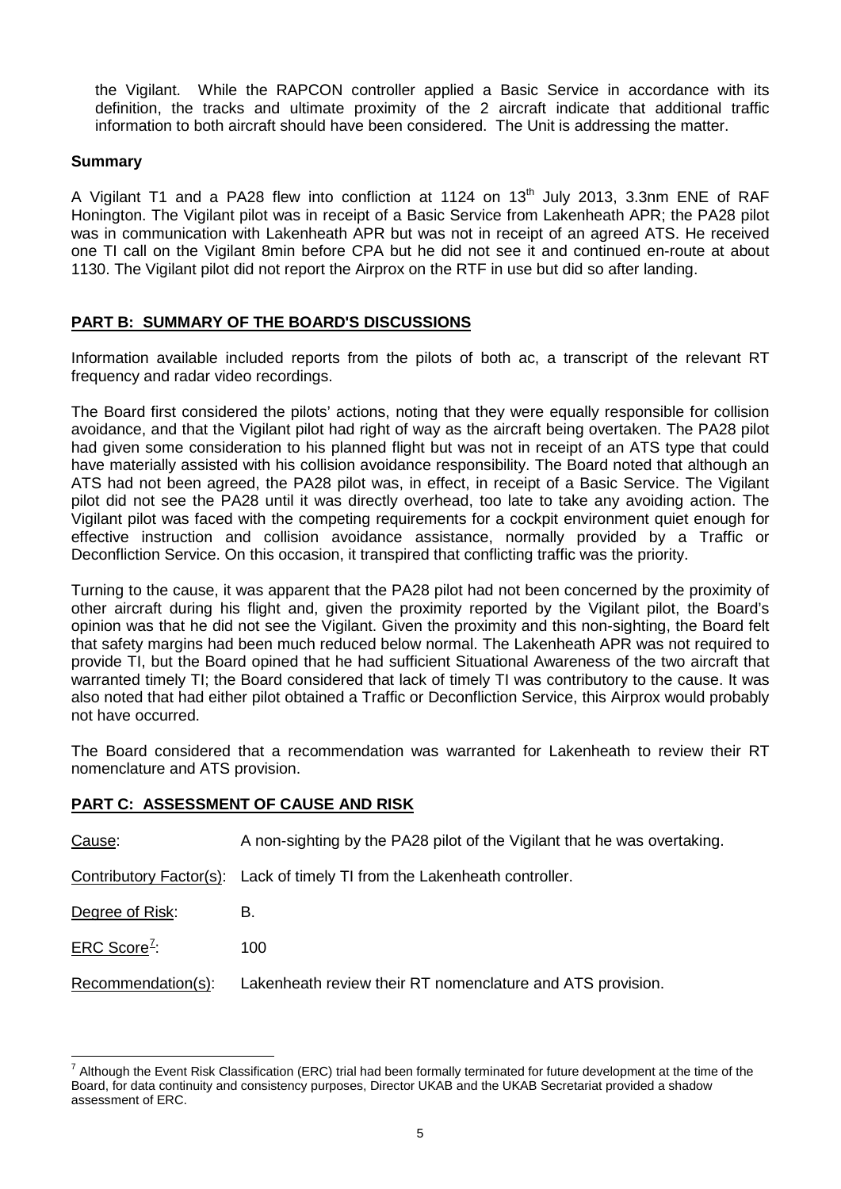the Vigilant. While the RAPCON controller applied a Basic Service in accordance with its definition, the tracks and ultimate proximity of the 2 aircraft indicate that additional traffic information to both aircraft should have been considered. The Unit is addressing the matter.

**Summary**

A Vigilant T1 and a PA28 flew into confliction at 1124 on 13th July 2013, 3.3nm ENE of RAF Honington. The Vigilant pilot was in receipt of a Basic Service from Lakenheath APR; the PA28 pilot was in communication with Lakenheath APR but was not in receipt of an agreed ATS. He received one TI call on the Vigilant 8min before CPA but he did not see it and continued en-route at about 1130. The Vigilant pilot did not report the Airprox on the RTF in use but did so after landing.

## PART B: SUMMARY OF THE BOARD'S DISCUSSIONS

Information available included reports from the pilots of both ac, a transcript of the relevant RT frequency and radar video recordings.

The Board first considered the pilots' actions, noting that they were equally responsible for collision avoidance, and that the Vigilant pilot had right of way as the aircraft being overtaken. The PA28 pilot had given some consideration to his planned flight but was not in receipt of an ATS type that could have materially assisted with his collision avoidance responsibility. The Board noted that although an ATS had not been agreed, the PA28 pilot was, in effect, in receipt of a Basic Service. The Vigilant pilot did not see the PA28 until it was directly overhead, too late to take any avoiding action. The Vigilant pilot was faced with the competing requirements for a cockpit environment quiet enough for effective instruction and collision avoidance assistance, normally provided by a Traffic or Deconfliction Service. On this occasion, it transpired that conflicting traffic was the priority.

Turning to the cause, it was apparent that the PA28 pilot had not been concerned by the proximity of other aircraft during his flight and, given the proximity reported by the Vigilant pilot, the Board's opinion was that he did not see the Vigilant. Given the proximity and this non-sighting, the Board felt that safety margins had been much reduced below normal. The Lakenheath APR was not required to provide TI, but the Board opined that he had sufficient Situational Awareness of the two aircraft that warranted timely TI; the Board considered that lack of timely TI was contributory to the cause. It was also noted that had either pilot obtained a Traffic or Deconfliction Service, this Airprox would probably not have occurred.

The Board considered that a recommendation was warranted for Lakenheath to review their RT nomenclature and ATS provision.

## PART C: ASSESSMENT OF CAUSE AND RISK

Cause: A non-sighting by the PA28 pilot of the Vigilant that he was overtaking.

Contributory Factor(s): Lack of timely TI from the Lakenheath controller.

Degree of Risk: B.

ERC Score[7]: 100

Recommendation(s): Lakenheath review their RT nomenclature and ATS provision.

[7] Although the Event Risk Classification (ERC) trial had been formally terminated for future development at the time of the Board, for data continuity and consistency purposes, Director UKAB and the UKAB Secretariat provided a shadow assessment of ERC.